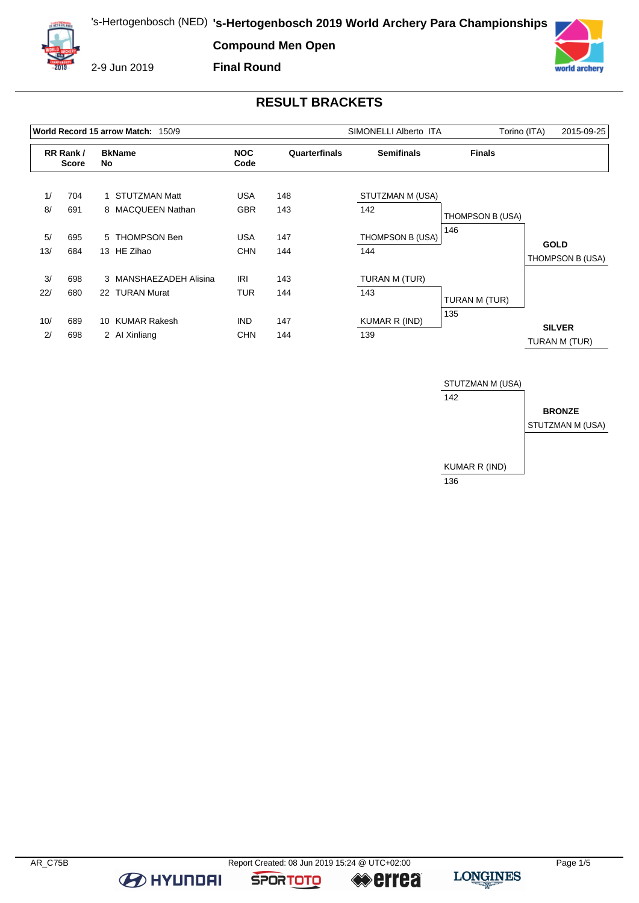# 's-Hertogenbosch 2019 World Archery Para Championships

's-Hertogenbosch (NED)

2-9 Jun 2019

**Compound Men Open**

**Final Round**

## RESULT BRACKETS

**World Record 15 arrow Match:** 150/9 — SIMONELLI Alberto ITA — Torino (ITA) — 2015-09-25

| RR Rank / Score | | BkNo | Name | NOC Code | Quarterfinals | Semifinals | Finals |
|---|---|---|---|---|---|---|---|
| 1/ | 704 | 1 | STUTZMAN Matt | USA | 148 | STUTZMAN M (USA) | |
| 8/ | 691 | 8 | MACQUEEN Nathan | GBR | 143 | 142 | THOMPSON B (USA) |
| 5/ | 695 | 5 | THOMPSON Ben | USA | 147 | THOMPSON B (USA) | 146 |
| 13/ | 684 | 13 | HE Zihao | CHN | 144 | 144 | |
| 3/ | 698 | 3 | MANSHAEZADEH Alisina | IRI | 143 | TURAN M (TUR) | |
| 22/ | 680 | 22 | TURAN Murat | TUR | 144 | 143 | TURAN M (TUR) |
| 10/ | 689 | 10 | KUMAR Rakesh | IND | 147 | KUMAR R (IND) | 135 |
| 2/ | 698 | 2 | AI Xinliang | CHN | 144 | 139 | |

**GOLD**
THOMPSON B (USA)

**SILVER**
TURAN M (TUR)

### Bronze Match

| Athlete | Score |
|---|---|
| STUTZMAN M (USA) | 142 |
| KUMAR R (IND) | 136 |

**BRONZE**
STUTZMAN M (USA)

AR_C75B — Report Created: 08 Jun 2019 15:24 @ UTC+02:00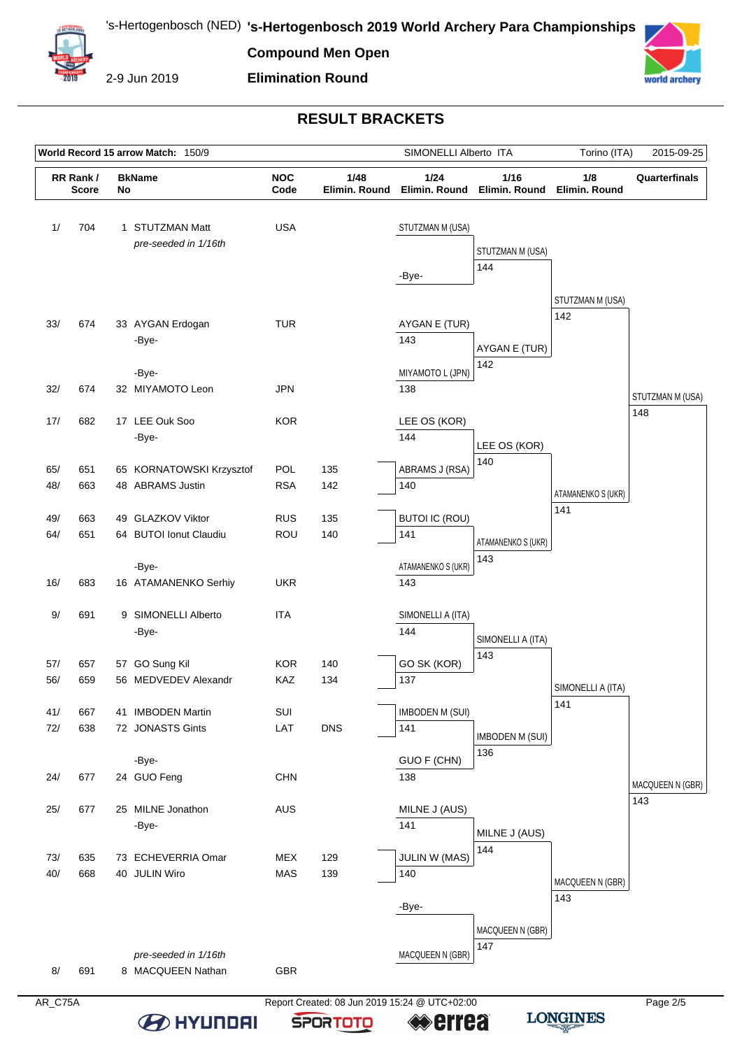# 's-Hertogenbosch 2019 World Archery Para Championships

's-Hertogenbosch (NED)

2-9 Jun 2019

**Compound Men Open**

**Elimination Round**

## RESULT BRACKETS

| World Record 15 arrow Match: 150/9 | SIMONELLI Alberto ITA | Torino (ITA) | 2015-09-25 |
|---|---|---|---|

| RR Rank / Score | | BkName No | | NOC Code | 1/48 Elimin. Round | 1/24 Elimin. Round | 1/16 Elimin. Round | 1/8 Elimin. Round | Quarterfinals |
|---|---|---|---|---|---|---|---|---|---|
| 1/ | 704 | 1 | STUTZMAN Matt *pre-seeded in 1/16th* | USA | | STUTZMAN M (USA) | STUTZMAN M (USA) 144 | STUTZMAN M (USA) 142 | STUTZMAN M (USA) 148 |
| | | | | | | -Bye- | | | |
| 33/ | 674 | 33 | AYGAN Erdogan | TUR | | AYGAN E (TUR) 143 | AYGAN E (TUR) 142 | | |
| | | | -Bye- | | | | | | |
| | | | -Bye- | | | MIYAMOTO L (JPN) 138 | | | |
| 32/ | 674 | 32 | MIYAMOTO Leon | JPN | | | | | |
| 17/ | 682 | 17 | LEE Ouk Soo | KOR | | LEE OS (KOR) 144 | LEE OS (KOR) 140 | ATAMANENKO S (UKR) 141 | |
| | | | -Bye- | | | | | | |
| 65/ | 651 | 65 | KORNATOWSKI Krzysztof | POL | 135 | ABRAMS J (RSA) 140 | | | |
| 48/ | 663 | 48 | ABRAMS Justin | RSA | 142 | | | | |
| 49/ | 663 | 49 | GLAZKOV Viktor | RUS | 135 | BUTOI IC (ROU) 141 | ATAMANENKO S (UKR) 143 | | |
| 64/ | 651 | 64 | BUTOI Ionut Claudiu | ROU | 140 | | | | |
| | | | -Bye- | | | ATAMANENKO S (UKR) 143 | | | |
| 16/ | 683 | 16 | ATAMANENKO Serhiy | UKR | | | | | |
| 9/ | 691 | 9 | SIMONELLI Alberto | ITA | | SIMONELLI A (ITA) 144 | SIMONELLI A (ITA) 143 | SIMONELLI A (ITA) 141 | MACQUEEN N (GBR) 143 |
| | | | -Bye- | | | | | | |
| 57/ | 657 | 57 | GO Sung Kil | KOR | 140 | GO SK (KOR) 137 | | | |
| 56/ | 659 | 56 | MEDVEDEV Alexandr | KAZ | 134 | | | | |
| 41/ | 667 | 41 | IMBODEN Martin | SUI | | IMBODEN M (SUI) 141 | IMBODEN M (SUI) 136 | | |
| 72/ | 638 | 72 | JONASTS Gints | LAT | DNS | | | | |
| | | | -Bye- | | | GUO F (CHN) 138 | | | |
| 24/ | 677 | 24 | GUO Feng | CHN | | | | | |
| 25/ | 677 | 25 | MILNE Jonathon | AUS | | MILNE J (AUS) 141 | MILNE J (AUS) 144 | MACQUEEN N (GBR) 143 | |
| | | | -Bye- | | | | | | |
| 73/ | 635 | 73 | ECHEVERRIA Omar | MEX | 129 | JULIN W (MAS) 140 | | | |
| 40/ | 668 | 40 | JULIN Wiro | MAS | 139 | | | | |
| | | | | | | -Bye- | MACQUEEN N (GBR) 147 | | |
| 8/ | 691 | 8 | MACQUEEN Nathan *pre-seeded in 1/16th* | GBR | | MACQUEEN N (GBR) | | | |

AR_C75A Report Created: 08 Jun 2019 15:24 @ UTC+02:00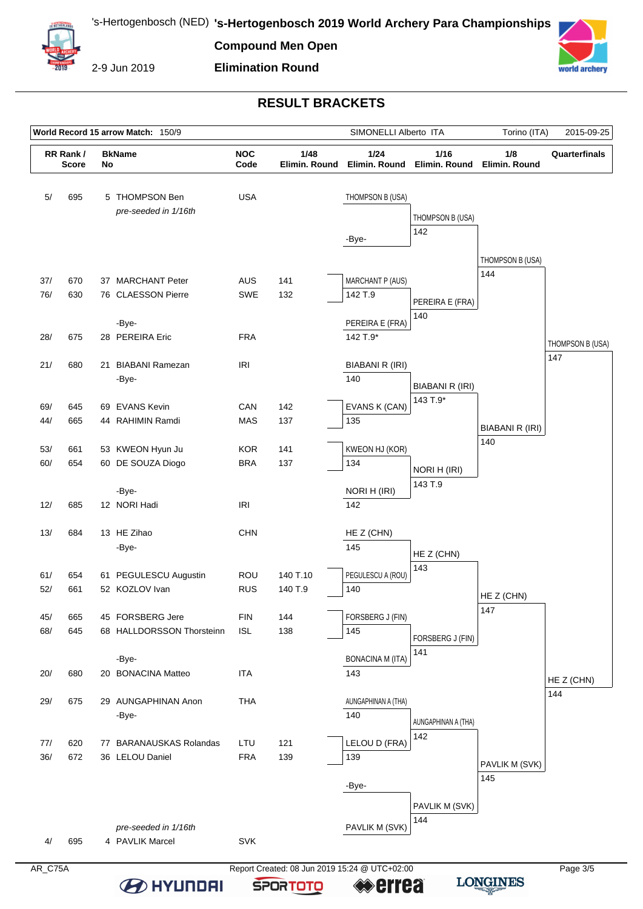# 's-Hertogenbosch 2019 World Archery Para Championships

's-Hertogenbosch (NED)

2-9 Jun 2019

**Compound Men Open**

**Elimination Round**

## RESULT BRACKETS

| World Record 15 arrow Match: 150/9 | SIMONELLI Alberto ITA | Torino (ITA) | 2015-09-25 |
|---|---|---|---|

| RR Rank / Score | BkName No | NOC Code | 1/48 Elimin. Round | 1/24 Elimin. Round | 1/16 Elimin. Round | 1/8 Elimin. Round | Quarterfinals |
|---|---|---|---|---|---|---|---|
| 5/ 695 | 5 THOMPSON Ben *pre-seeded in 1/16th* | USA | | THOMPSON B (USA) | THOMPSON B (USA) 142 | THOMPSON B (USA) 144 | THOMPSON B (USA) 147 |
| | -Bye- | | | -Bye- | | | |
| 37/ 670 | 37 MARCHANT Peter | AUS | 141 | MARCHANT P (AUS) 142 T.9 | PEREIRA E (FRA) 140 | | |
| 76/ 630 | 76 CLAESSON Pierre | SWE | 132 | | | | |
| | -Bye- | | | PEREIRA E (FRA) 142 T.9* | | | |
| 28/ 675 | 28 PEREIRA Eric | FRA | | | | | |
| 21/ 680 | 21 BIABANI Ramezan | IRI | | BIABANI R (IRI) 140 | BIABANI R (IRI) 143 T.9* | BIABANI R (IRI) 140 | |
| | -Bye- | | | | | | |
| 69/ 645 | 69 EVANS Kevin | CAN | 142 | EVANS K (CAN) 135 | | | |
| 44/ 665 | 44 RAHIMIN Ramdi | MAS | 137 | | | | |
| 53/ 661 | 53 KWEON Hyun Ju | KOR | 141 | KWEON HJ (KOR) 134 | NORI H (IRI) 143 T.9 | | |
| 60/ 654 | 60 DE SOUZA Diogo | BRA | 137 | | | | |
| | -Bye- | | | NORI H (IRI) 142 | | | |
| 12/ 685 | 12 NORI Hadi | IRI | | | | | |
| 13/ 684 | 13 HE Zihao | CHN | | HE Z (CHN) 145 | HE Z (CHN) 143 | HE Z (CHN) 147 | HE Z (CHN) 144 |
| | -Bye- | | | | | | |
| 61/ 654 | 61 PEGULESCU Augustin | ROU | 140 T.10 | PEGULESCU A (ROU) 140 | | | |
| 52/ 661 | 52 KOZLOV Ivan | RUS | 140 T.9 | | | | |
| 45/ 665 | 45 FORSBERG Jere | FIN | 144 | FORSBERG J (FIN) 145 | FORSBERG J (FIN) 141 | | |
| 68/ 645 | 68 HALLDORSSON Thorsteinn | ISL | 138 | | | | |
| | -Bye- | | | BONACINA M (ITA) 143 | | | |
| 20/ 680 | 20 BONACINA Matteo | ITA | | | | | |
| 29/ 675 | 29 AUNGAPHINAN Anon | THA | | AUNGAPHINAN A (THA) 140 | AUNGAPHINAN A (THA) 142 | PAVLIK M (SVK) 145 | |
| | -Bye- | | | | | | |
| 77/ 620 | 77 BARANAUSKAS Rolandas | LTU | 121 | LELOU D (FRA) 139 | | | |
| 36/ 672 | 36 LELOU Daniel | FRA | 139 | | | | |
| | | | | -Bye- | PAVLIK M (SVK) 144 | | |
| 4/ 695 | 4 PAVLIK Marcel *pre-seeded in 1/16th* | SVK | | PAVLIK M (SVK) | | | |

AR_C75A

Report Created: 08 Jun 2019 15:24 @ UTC+02:00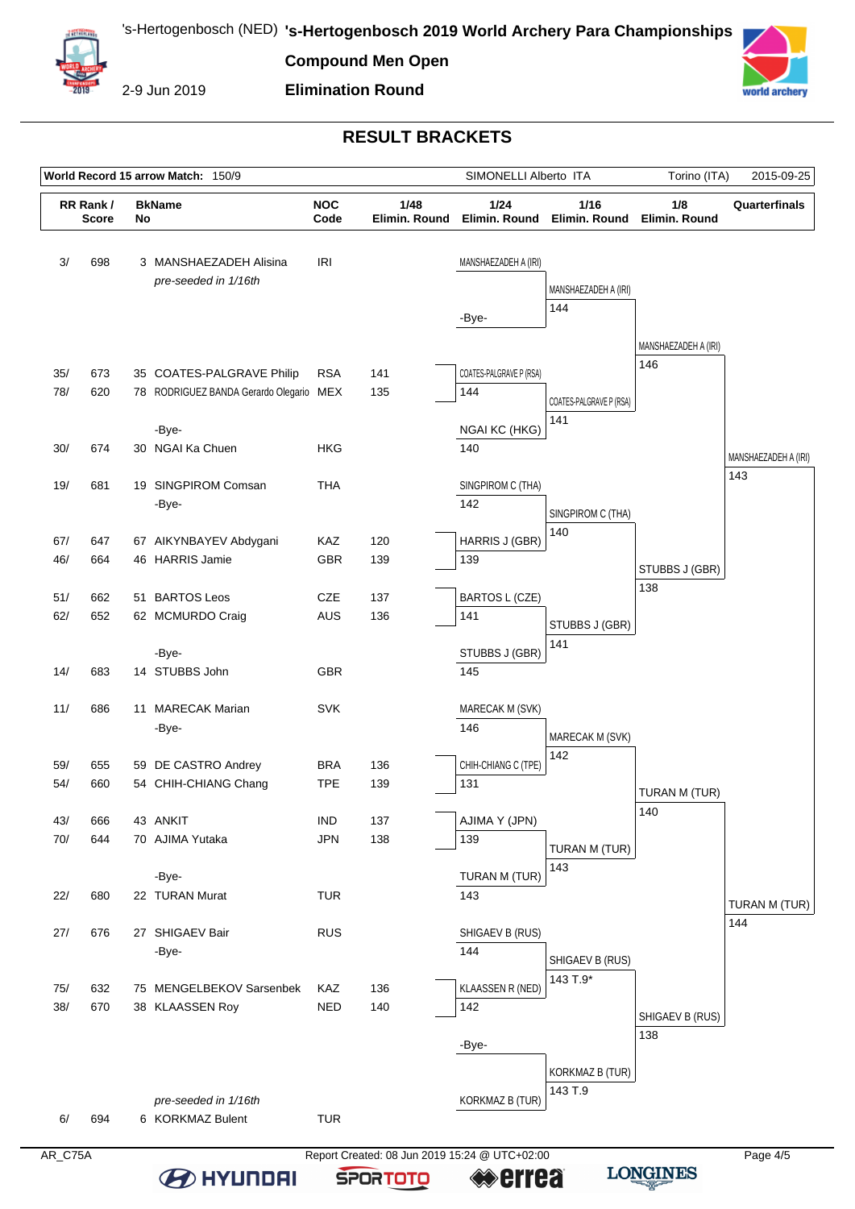# 's-Hertogenbosch 2019 World Archery Para Championships

's-Hertogenbosch (NED)

2-9 Jun 2019

**Compound Men Open**

**Elimination Round**

## RESULT BRACKETS

| World Record 15 arrow Match: 150/9 | SIMONELLI Alberto ITA | Torino (ITA) | 2015-09-25 |
|---|---|---|---|

| RR Rank / Score | BkName No | NOC Code | 1/48 Elimin. Round | 1/24 Elimin. Round | 1/16 Elimin. Round | 1/8 Elimin. Round | Quarterfinals |
|---|---|---|---|---|---|---|---|
| 3/ 698 | 3 MANSHAEZADEH Alisina *pre-seeded in 1/16th* | IRI | | MANSHAEZADEH A (IRI) | MANSHAEZADEH A (IRI) 144 | MANSHAEZADEH A (IRI) 146 | MANSHAEZADEH A (IRI) 143 |
| | | | | -Bye- | | | |
| 35/ 673 | 35 COATES-PALGRAVE Philip | RSA | 141 | COATES-PALGRAVE P (RSA) 144 | COATES-PALGRAVE P (RSA) 141 | | |
| 78/ 620 | 78 RODRIGUEZ BANDA Gerardo Olegario | MEX | 135 | | | | |
| | -Bye- | | | NGAI KC (HKG) 140 | | | |
| 30/ 674 | 30 NGAI Ka Chuen | HKG | | | | | |
| 19/ 681 | 19 SINGPIROM Comsan | THA | | SINGPIROM C (THA) 142 | SINGPIROM C (THA) 140 | STUBBS J (GBR) 138 | |
| | -Bye- | | | | | | |
| 67/ 647 | 67 AIKYNBAYEV Abdygani | KAZ | 120 | HARRIS J (GBR) 139 | | | |
| 46/ 664 | 46 HARRIS Jamie | GBR | 139 | | | | |
| 51/ 662 | 51 BARTOS Leos | CZE | 137 | BARTOS L (CZE) 141 | STUBBS J (GBR) 141 | | |
| 62/ 652 | 62 MCMURDO Craig | AUS | 136 | | | | |
| | -Bye- | | | STUBBS J (GBR) 145 | | | |
| 14/ 683 | 14 STUBBS John | GBR | | | | | |
| 11/ 686 | 11 MARECAK Marian | SVK | | MARECAK M (SVK) 146 | MARECAK M (SVK) 142 | TURAN M (TUR) 140 | TURAN M (TUR) 144 |
| | -Bye- | | | | | | |
| 59/ 655 | 59 DE CASTRO Andrey | BRA | 136 | CHIH-CHIANG C (TPE) 131 | | | |
| 54/ 660 | 54 CHIH-CHIANG Chang | TPE | 139 | | | | |
| 43/ 666 | 43 ANKIT | IND | 137 | AJIMA Y (JPN) 139 | TURAN M (TUR) 143 | | |
| 70/ 644 | 70 AJIMA Yutaka | JPN | 138 | | | | |
| | -Bye- | | | TURAN M (TUR) 143 | | | |
| 22/ 680 | 22 TURAN Murat | TUR | | | | | |
| 27/ 676 | 27 SHIGAEV Bair | RUS | | SHIGAEV B (RUS) 144 | SHIGAEV B (RUS) 143 T.9* | SHIGAEV B (RUS) 138 | |
| | -Bye- | | | | | | |
| 75/ 632 | 75 MENGELBEKOV Sarsenbek | KAZ | 136 | KLAASSEN R (NED) 142 | | | |
| 38/ 670 | 38 KLAASSEN Roy | NED | 140 | | | | |
| | | | | -Bye- | KORKMAZ B (TUR) 143 T.9 | | |
| 6/ 694 | 6 KORKMAZ Bulent *pre-seeded in 1/16th* | TUR | | KORKMAZ B (TUR) | | | |

AR_C75A

Report Created: 08 Jun 2019 15:24 @ UTC+02:00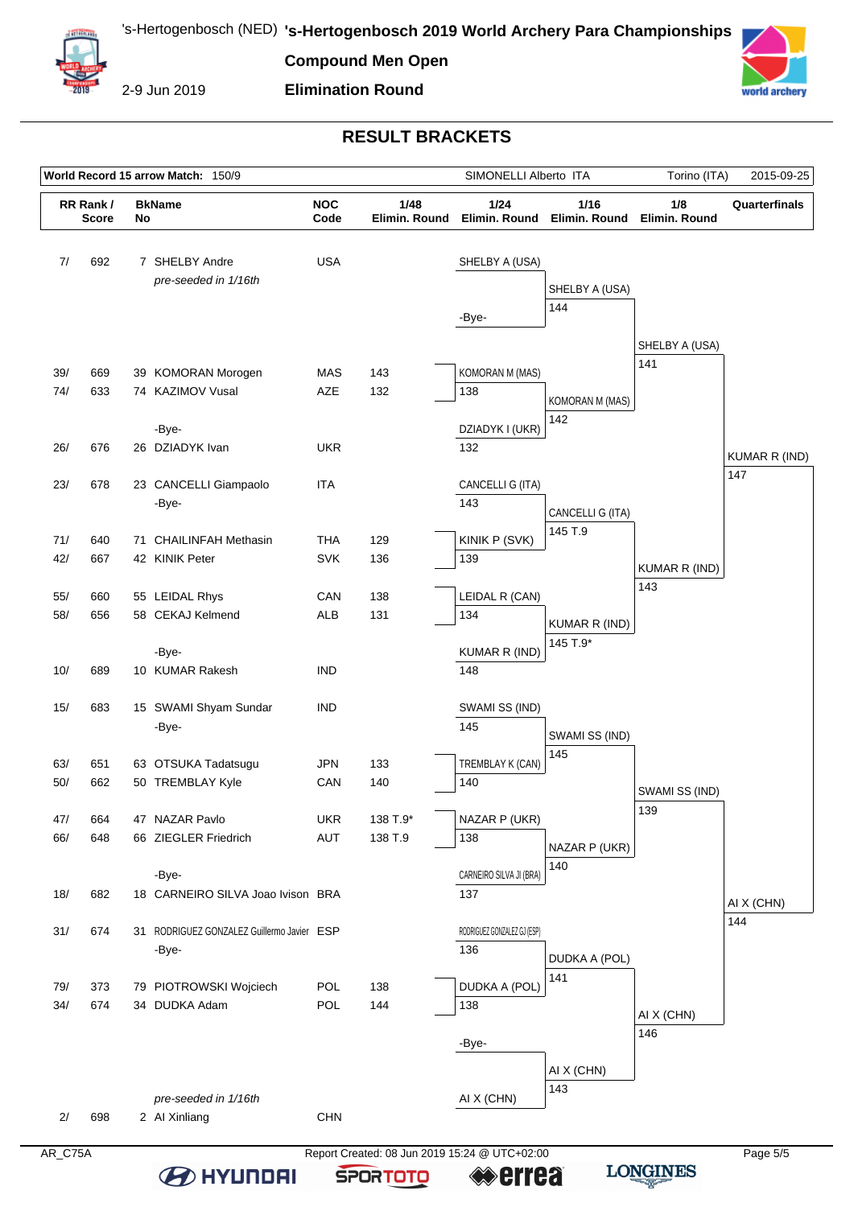's-Hertogenbosch (NED) **'s-Hertogenbosch 2019 World Archery Para Championships**

**Compound Men Open**

2-9 Jun 2019 **Elimination Round**

## RESULT BRACKETS

| World Record 15 arrow Match: 150/9 | SIMONELLI Alberto ITA | Torino (ITA) | 2015-09-25 |
|---|---|---|---|

| RR Rank / Score | | BkName No | | NOC Code | 1/48 Elimin. Round | 1/24 Elimin. Round | 1/16 Elimin. Round | 1/8 Elimin. Round | Quarterfinals |
|---|---|---|---|---|---|---|---|---|---|
| 7/ | 692 | 7 | SHELBY Andre *pre-seeded in 1/16th* | USA | | SHELBY A (USA) | SHELBY A (USA) 144 | SHELBY A (USA) 141 | KUMAR R (IND) 147 |
| | | | | | | -Bye- | | | |
| 39/ | 669 | 39 | KOMORAN Morogen | MAS | 143 | KOMORAN M (MAS) 138 | KOMORAN M (MAS) 142 | | |
| 74/ | 633 | 74 | KAZIMOV Vusal | AZE | 132 | | | | |
| | | | -Bye- | | | DZIADYK I (UKR) 132 | | | |
| 26/ | 676 | 26 | DZIADYK Ivan | UKR | | | | | |
| 23/ | 678 | 23 | CANCELLI Giampaolo | ITA | | CANCELLI G (ITA) 143 | CANCELLI G (ITA) 145 T.9 | KUMAR R (IND) 143 | |
| | | | -Bye- | | | | | | |
| 71/ | 640 | 71 | CHAILINFAH Methasin | THA | 129 | KINIK P (SVK) 139 | | | |
| 42/ | 667 | 42 | KINIK Peter | SVK | 136 | | | | |
| 55/ | 660 | 55 | LEIDAL Rhys | CAN | 138 | LEIDAL R (CAN) 134 | KUMAR R (IND) 145 T.9* | | |
| 58/ | 656 | 58 | CEKAJ Kelmend | ALB | 131 | | | | |
| | | | -Bye- | | | KUMAR R (IND) 148 | | | |
| 10/ | 689 | 10 | KUMAR Rakesh | IND | | | | | |
| 15/ | 683 | 15 | SWAMI Shyam Sundar | IND | | SWAMI SS (IND) 145 | SWAMI SS (IND) 145 | SWAMI SS (IND) 139 | AI X (CHN) 144 |
| | | | -Bye- | | | | | | |
| 63/ | 651 | 63 | OTSUKA Tadatsugu | JPN | 133 | TREMBLAY K (CAN) 140 | | | |
| 50/ | 662 | 50 | TREMBLAY Kyle | CAN | 140 | | | | |
| 47/ | 664 | 47 | NAZAR Pavlo | UKR | 138 T.9* | NAZAR P (UKR) 138 | NAZAR P (UKR) 140 | | |
| 66/ | 648 | 66 | ZIEGLER Friedrich | AUT | 138 T.9 | | | | |
| | | | -Bye- | | | CARNEIRO SILVA JI (BRA) 137 | | | |
| 18/ | 682 | 18 | CARNEIRO SILVA Joao Ivison | BRA | | | | | |
| 31/ | 674 | 31 | RODRIGUEZ GONZALEZ Guillermo Javier | ESP | | RODRIGUEZ GONZALEZ GJ (ESP) 136 | DUDKA A (POL) 141 | AI X (CHN) 146 | |
| | | | -Bye- | | | | | | |
| 79/ | 373 | 79 | PIOTROWSKI Wojciech | POL | 138 | DUDKA A (POL) 138 | | | |
| 34/ | 674 | 34 | DUDKA Adam | POL | 144 | | | | |
| | | | | | | -Bye- | AI X (CHN) 143 | | |
| | | | *pre-seeded in 1/16th* | | | AI X (CHN) | | | |
| 2/ | 698 | 2 | AI Xinliang | CHN | | | | | |

AR_C75A Report Created: 08 Jun 2019 15:24 @ UTC+02:00